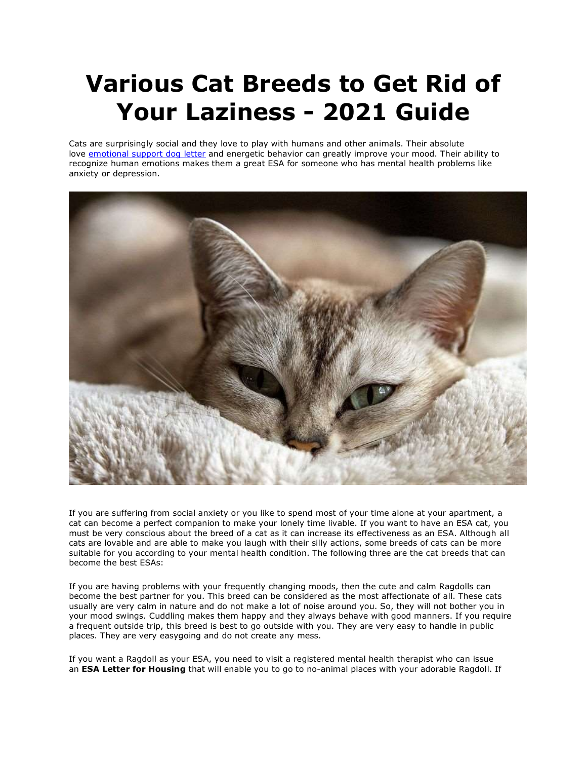# Various Cat Breeds to Get Rid of Your Laziness - 2021 Guide

Cats are surprisingly social and they love to play with humans and other animals. Their absolute love emotional support dog letter and energetic behavior can greatly improve your mood. Their ability to recognize human emotions makes them a great ESA for someone who has mental health problems like anxiety or depression.

If you are suffering from social anxiety or you like to spend most of your time alone at your apartment, a cat can become a perfect companion to make your lonely time livable. If you want to have an ESA cat, you must be very conscious about the breed of a cat as it can increase its effectiveness as an ESA. Although all cats are lovable and are able to make you laugh with their silly actions, some breeds of cats can be more suitable for you according to your mental health condition. The following three are the cat breeds that can become the best ESAs:

If you are having problems with your frequently changing moods, then the cute and calm Ragdolls can become the best partner for you. This breed can be considered as the most affectionate of all. These cats usually are very calm in nature and do not make a lot of noise around you. So, they will not bother you in your mood swings. Cuddling makes them happy and they always behave with good manners. If you require a frequent outside trip, this breed is best to go outside with you. They are very easy to handle in public places. They are very easygoing and do not create any mess.

If you want a Ragdoll as your ESA, you need to visit a registered mental health therapist who can issue an **ESA Letter for Housing** that will enable you to go to no-animal places with your adorable Ragdoll. If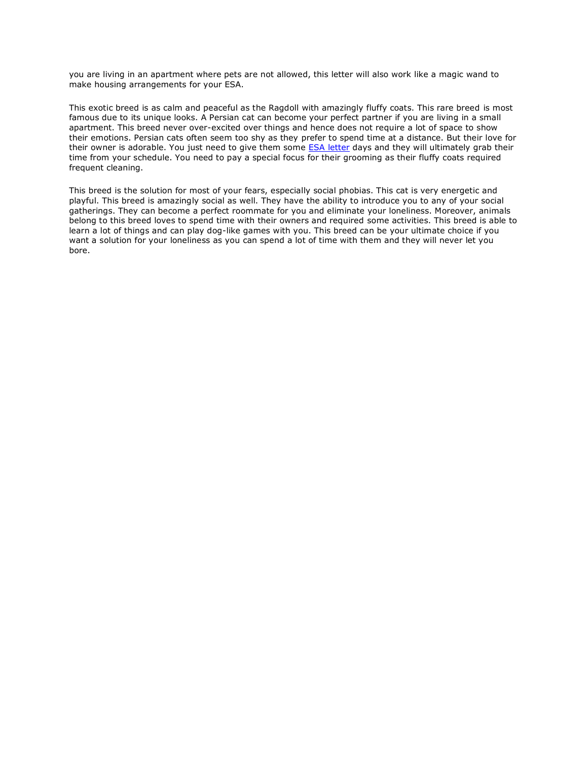you are living in an apartment where pets are not allowed, this letter will also work like a magic wand to make housing arrangements for your ESA.

This exotic breed is as calm and peaceful as the Ragdoll with amazingly fluffy coats. This rare breed is most famous due to its unique looks. A Persian cat can become your perfect partner if you are living in a small apartment. This breed never over-excited over things and hence does not require a lot of space to show their emotions. Persian cats often seem too shy as they prefer to spend time at a distance. But their love for their owner is adorable. You just need to give them some [ESA letter] days and they will ultimately grab their time from your schedule. You need to pay a special focus for their grooming as their fluffy coats required frequent cleaning.

This breed is the solution for most of your fears, especially social phobias. This cat is very energetic and playful. This breed is amazingly social as well. They have the ability to introduce you to any of your social gatherings. They can become a perfect roommate for you and eliminate your loneliness. Moreover, animals belong to this breed loves to spend time with their owners and required some activities. This breed is able to learn a lot of things and can play dog-like games with you. This breed can be your ultimate choice if you want a solution for your loneliness as you can spend a lot of time with them and they will never let you bore.